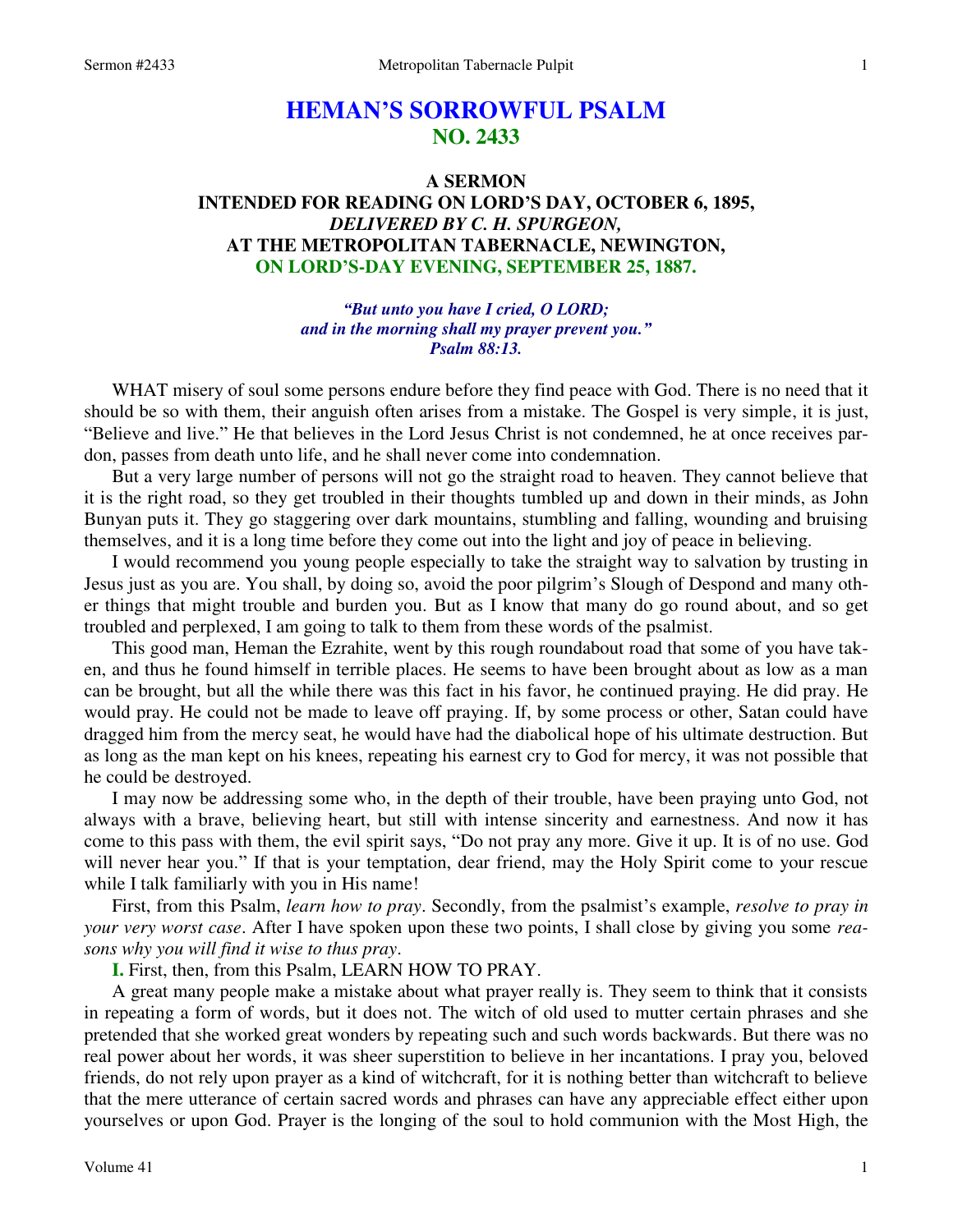# HEMAN'S SORROWFUL PSALM
## NO. 2433

### A SERMON
### INTENDED FOR READING ON LORD'S DAY, OCTOBER 6, 1895,
### *DELIVERED BY C. H. SPURGEON,*
### AT THE METROPOLITAN TABERNACLE, NEWINGTON,
### ON LORD'S-DAY EVENING, SEPTEMBER 25, 1887.

*"But unto you have I cried, O LORD; and in the morning shall my prayer prevent you." Psalm 88:13.*

WHAT misery of soul some persons endure before they find peace with God. There is no need that it should be so with them, their anguish often arises from a mistake. The Gospel is very simple, it is just, "Believe and live." He that believes in the Lord Jesus Christ is not condemned, he at once receives pardon, passes from death unto life, and he shall never come into condemnation.

But a very large number of persons will not go the straight road to heaven. They cannot believe that it is the right road, so they get troubled in their thoughts tumbled up and down in their minds, as John Bunyan puts it. They go staggering over dark mountains, stumbling and falling, wounding and bruising themselves, and it is a long time before they come out into the light and joy of peace in believing.

I would recommend you young people especially to take the straight way to salvation by trusting in Jesus just as you are. You shall, by doing so, avoid the poor pilgrim's Slough of Despond and many other things that might trouble and burden you. But as I know that many do go round about, and so get troubled and perplexed, I am going to talk to them from these words of the psalmist.

This good man, Heman the Ezrahite, went by this rough roundabout road that some of you have taken, and thus he found himself in terrible places. He seems to have been brought about as low as a man can be brought, but all the while there was this fact in his favor, he continued praying. He did pray. He would pray. He could not be made to leave off praying. If, by some process or other, Satan could have dragged him from the mercy seat, he would have had the diabolical hope of his ultimate destruction. But as long as the man kept on his knees, repeating his earnest cry to God for mercy, it was not possible that he could be destroyed.

I may now be addressing some who, in the depth of their trouble, have been praying unto God, not always with a brave, believing heart, but still with intense sincerity and earnestness. And now it has come to this pass with them, the evil spirit says, "Do not pray any more. Give it up. It is of no use. God will never hear you." If that is your temptation, dear friend, may the Holy Spirit come to your rescue while I talk familiarly with you in His name!

First, from this Psalm, *learn how to pray*. Secondly, from the psalmist's example, *resolve to pray in your very worst case*. After I have spoken upon these two points, I shall close by giving you some *reasons why you will find it wise to thus pray*.

**I.** First, then, from this Psalm, LEARN HOW TO PRAY.

A great many people make a mistake about what prayer really is. They seem to think that it consists in repeating a form of words, but it does not. The witch of old used to mutter certain phrases and she pretended that she worked great wonders by repeating such and such words backwards. But there was no real power about her words, it was sheer superstition to believe in her incantations. I pray you, beloved friends, do not rely upon prayer as a kind of witchcraft, for it is nothing better than witchcraft to believe that the mere utterance of certain sacred words and phrases can have any appreciable effect either upon yourselves or upon God. Prayer is the longing of the soul to hold communion with the Most High, the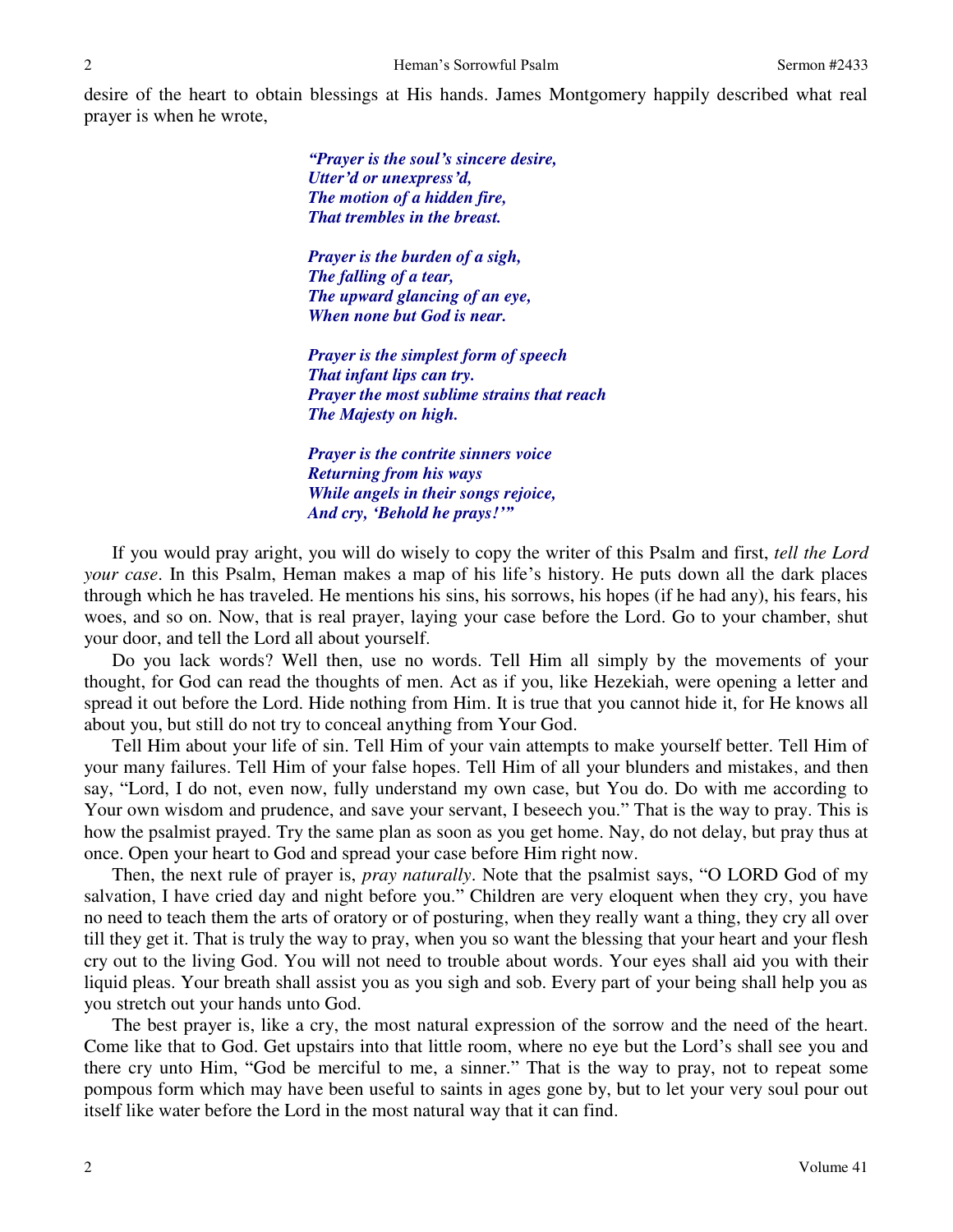desire of the heart to obtain blessings at His hands. James Montgomery happily described what real prayer is when he wrote,

> ***"Prayer is the soul's sincere desire,***
> ***Utter'd or unexpress'd,***
> ***The motion of a hidden fire,***
> ***That trembles in the breast.***
>
> ***Prayer is the burden of a sigh,***
> ***The falling of a tear,***
> ***The upward glancing of an eye,***
> ***When none but God is near.***
>
> ***Prayer is the simplest form of speech***
> ***That infant lips can try.***
> ***Prayer the most sublime strains that reach***
> ***The Majesty on high.***
>
> ***Prayer is the contrite sinners voice***
> ***Returning from his ways***
> ***While angels in their songs rejoice,***
> ***And cry, 'Behold he prays!'"***

If you would pray aright, you will do wisely to copy the writer of this Psalm and first, *tell the Lord your case*. In this Psalm, Heman makes a map of his life's history. He puts down all the dark places through which he has traveled. He mentions his sins, his sorrows, his hopes (if he had any), his fears, his woes, and so on. Now, that is real prayer, laying your case before the Lord. Go to your chamber, shut your door, and tell the Lord all about yourself.

Do you lack words? Well then, use no words. Tell Him all simply by the movements of your thought, for God can read the thoughts of men. Act as if you, like Hezekiah, were opening a letter and spread it out before the Lord. Hide nothing from Him. It is true that you cannot hide it, for He knows all about you, but still do not try to conceal anything from Your God.

Tell Him about your life of sin. Tell Him of your vain attempts to make yourself better. Tell Him of your many failures. Tell Him of your false hopes. Tell Him of all your blunders and mistakes, and then say, "Lord, I do not, even now, fully understand my own case, but You do. Do with me according to Your own wisdom and prudence, and save your servant, I beseech you." That is the way to pray. This is how the psalmist prayed. Try the same plan as soon as you get home. Nay, do not delay, but pray thus at once. Open your heart to God and spread your case before Him right now.

Then, the next rule of prayer is, *pray naturally*. Note that the psalmist says, "O LORD God of my salvation, I have cried day and night before you." Children are very eloquent when they cry, you have no need to teach them the arts of oratory or of posturing, when they really want a thing, they cry all over till they get it. That is truly the way to pray, when you so want the blessing that your heart and your flesh cry out to the living God. You will not need to trouble about words. Your eyes shall aid you with their liquid pleas. Your breath shall assist you as you sigh and sob. Every part of your being shall help you as you stretch out your hands unto God.

The best prayer is, like a cry, the most natural expression of the sorrow and the need of the heart. Come like that to God. Get upstairs into that little room, where no eye but the Lord's shall see you and there cry unto Him, "God be merciful to me, a sinner." That is the way to pray, not to repeat some pompous form which may have been useful to saints in ages gone by, but to let your very soul pour out itself like water before the Lord in the most natural way that it can find.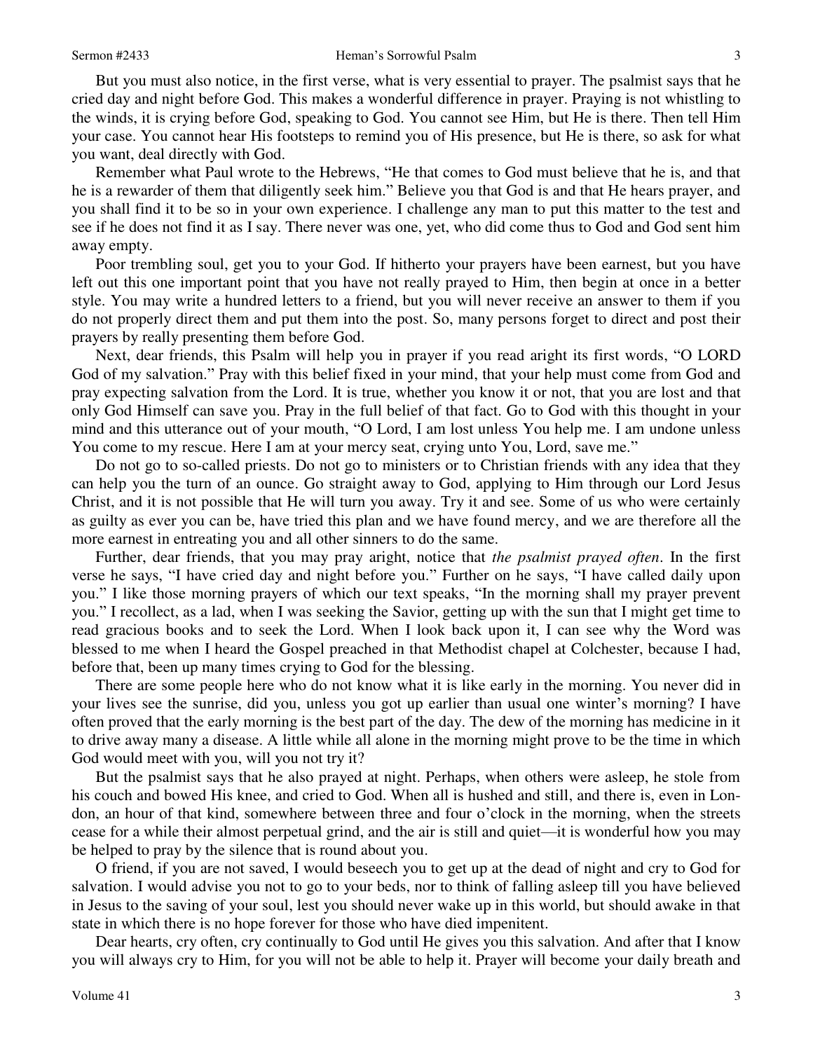But you must also notice, in the first verse, what is very essential to prayer. The psalmist says that he cried day and night before God. This makes a wonderful difference in prayer. Praying is not whistling to the winds, it is crying before God, speaking to God. You cannot see Him, but He is there. Then tell Him your case. You cannot hear His footsteps to remind you of His presence, but He is there, so ask for what you want, deal directly with God.

Remember what Paul wrote to the Hebrews, "He that comes to God must believe that he is, and that he is a rewarder of them that diligently seek him." Believe you that God is and that He hears prayer, and you shall find it to be so in your own experience. I challenge any man to put this matter to the test and see if he does not find it as I say. There never was one, yet, who did come thus to God and God sent him away empty.

Poor trembling soul, get you to your God. If hitherto your prayers have been earnest, but you have left out this one important point that you have not really prayed to Him, then begin at once in a better style. You may write a hundred letters to a friend, but you will never receive an answer to them if you do not properly direct them and put them into the post. So, many persons forget to direct and post their prayers by really presenting them before God.

Next, dear friends, this Psalm will help you in prayer if you read aright its first words, "O LORD God of my salvation." Pray with this belief fixed in your mind, that your help must come from God and pray expecting salvation from the Lord. It is true, whether you know it or not, that you are lost and that only God Himself can save you. Pray in the full belief of that fact. Go to God with this thought in your mind and this utterance out of your mouth, "O Lord, I am lost unless You help me. I am undone unless You come to my rescue. Here I am at your mercy seat, crying unto You, Lord, save me."

Do not go to so-called priests. Do not go to ministers or to Christian friends with any idea that they can help you the turn of an ounce. Go straight away to God, applying to Him through our Lord Jesus Christ, and it is not possible that He will turn you away. Try it and see. Some of us who were certainly as guilty as ever you can be, have tried this plan and we have found mercy, and we are therefore all the more earnest in entreating you and all other sinners to do the same.

Further, dear friends, that you may pray aright, notice that *the psalmist prayed often*. In the first verse he says, "I have cried day and night before you." Further on he says, "I have called daily upon you." I like those morning prayers of which our text speaks, "In the morning shall my prayer prevent you." I recollect, as a lad, when I was seeking the Savior, getting up with the sun that I might get time to read gracious books and to seek the Lord. When I look back upon it, I can see why the Word was blessed to me when I heard the Gospel preached in that Methodist chapel at Colchester, because I had, before that, been up many times crying to God for the blessing.

There are some people here who do not know what it is like early in the morning. You never did in your lives see the sunrise, did you, unless you got up earlier than usual one winter's morning? I have often proved that the early morning is the best part of the day. The dew of the morning has medicine in it to drive away many a disease. A little while all alone in the morning might prove to be the time in which God would meet with you, will you not try it?

But the psalmist says that he also prayed at night. Perhaps, when others were asleep, he stole from his couch and bowed His knee, and cried to God. When all is hushed and still, and there is, even in London, an hour of that kind, somewhere between three and four o'clock in the morning, when the streets cease for a while their almost perpetual grind, and the air is still and quiet—it is wonderful how you may be helped to pray by the silence that is round about you.

O friend, if you are not saved, I would beseech you to get up at the dead of night and cry to God for salvation. I would advise you not to go to your beds, nor to think of falling asleep till you have believed in Jesus to the saving of your soul, lest you should never wake up in this world, but should awake in that state in which there is no hope forever for those who have died impenitent.

Dear hearts, cry often, cry continually to God until He gives you this salvation. And after that I know you will always cry to Him, for you will not be able to help it. Prayer will become your daily breath and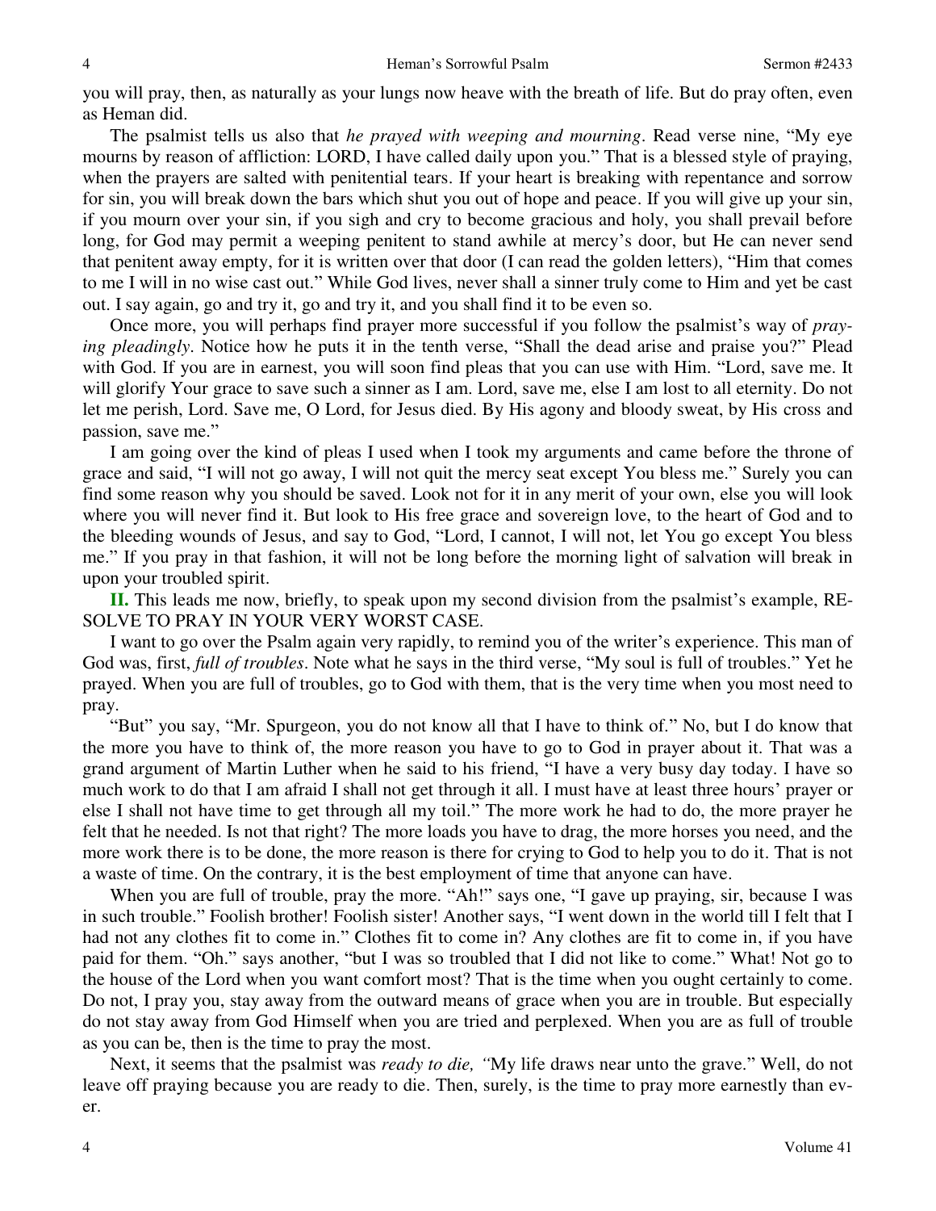you will pray, then, as naturally as your lungs now heave with the breath of life. But do pray often, even as Heman did.

The psalmist tells us also that *he prayed with weeping and mourning*. Read verse nine, "My eye mourns by reason of affliction: LORD, I have called daily upon you." That is a blessed style of praying, when the prayers are salted with penitential tears. If your heart is breaking with repentance and sorrow for sin, you will break down the bars which shut you out of hope and peace. If you will give up your sin, if you mourn over your sin, if you sigh and cry to become gracious and holy, you shall prevail before long, for God may permit a weeping penitent to stand awhile at mercy's door, but He can never send that penitent away empty, for it is written over that door (I can read the golden letters), "Him that comes to me I will in no wise cast out." While God lives, never shall a sinner truly come to Him and yet be cast out. I say again, go and try it, go and try it, and you shall find it to be even so.

Once more, you will perhaps find prayer more successful if you follow the psalmist's way of *praying pleadingly*. Notice how he puts it in the tenth verse, "Shall the dead arise and praise you?" Plead with God. If you are in earnest, you will soon find pleas that you can use with Him. "Lord, save me. It will glorify Your grace to save such a sinner as I am. Lord, save me, else I am lost to all eternity. Do not let me perish, Lord. Save me, O Lord, for Jesus died. By His agony and bloody sweat, by His cross and passion, save me."

I am going over the kind of pleas I used when I took my arguments and came before the throne of grace and said, "I will not go away, I will not quit the mercy seat except You bless me." Surely you can find some reason why you should be saved. Look not for it in any merit of your own, else you will look where you will never find it. But look to His free grace and sovereign love, to the heart of God and to the bleeding wounds of Jesus, and say to God, "Lord, I cannot, I will not, let You go except You bless me." If you pray in that fashion, it will not be long before the morning light of salvation will break in upon your troubled spirit.

**II.** This leads me now, briefly, to speak upon my second division from the psalmist's example, RESOLVE TO PRAY IN YOUR VERY WORST CASE.

I want to go over the Psalm again very rapidly, to remind you of the writer's experience. This man of God was, first, *full of troubles*. Note what he says in the third verse, "My soul is full of troubles." Yet he prayed. When you are full of troubles, go to God with them, that is the very time when you most need to pray.

"But" you say, "Mr. Spurgeon, you do not know all that I have to think of." No, but I do know that the more you have to think of, the more reason you have to go to God in prayer about it. That was a grand argument of Martin Luther when he said to his friend, "I have a very busy day today. I have so much work to do that I am afraid I shall not get through it all. I must have at least three hours' prayer or else I shall not have time to get through all my toil." The more work he had to do, the more prayer he felt that he needed. Is not that right? The more loads you have to drag, the more horses you need, and the more work there is to be done, the more reason is there for crying to God to help you to do it. That is not a waste of time. On the contrary, it is the best employment of time that anyone can have.

When you are full of trouble, pray the more. "Ah!" says one, "I gave up praying, sir, because I was in such trouble." Foolish brother! Foolish sister! Another says, "I went down in the world till I felt that I had not any clothes fit to come in." Clothes fit to come in? Any clothes are fit to come in, if you have paid for them. "Oh." says another, "but I was so troubled that I did not like to come." What! Not go to the house of the Lord when you want comfort most? That is the time when you ought certainly to come. Do not, I pray you, stay away from the outward means of grace when you are in trouble. But especially do not stay away from God Himself when you are tried and perplexed. When you are as full of trouble as you can be, then is the time to pray the most.

Next, it seems that the psalmist was *ready to die,* "My life draws near unto the grave." Well, do not leave off praying because you are ready to die. Then, surely, is the time to pray more earnestly than ever.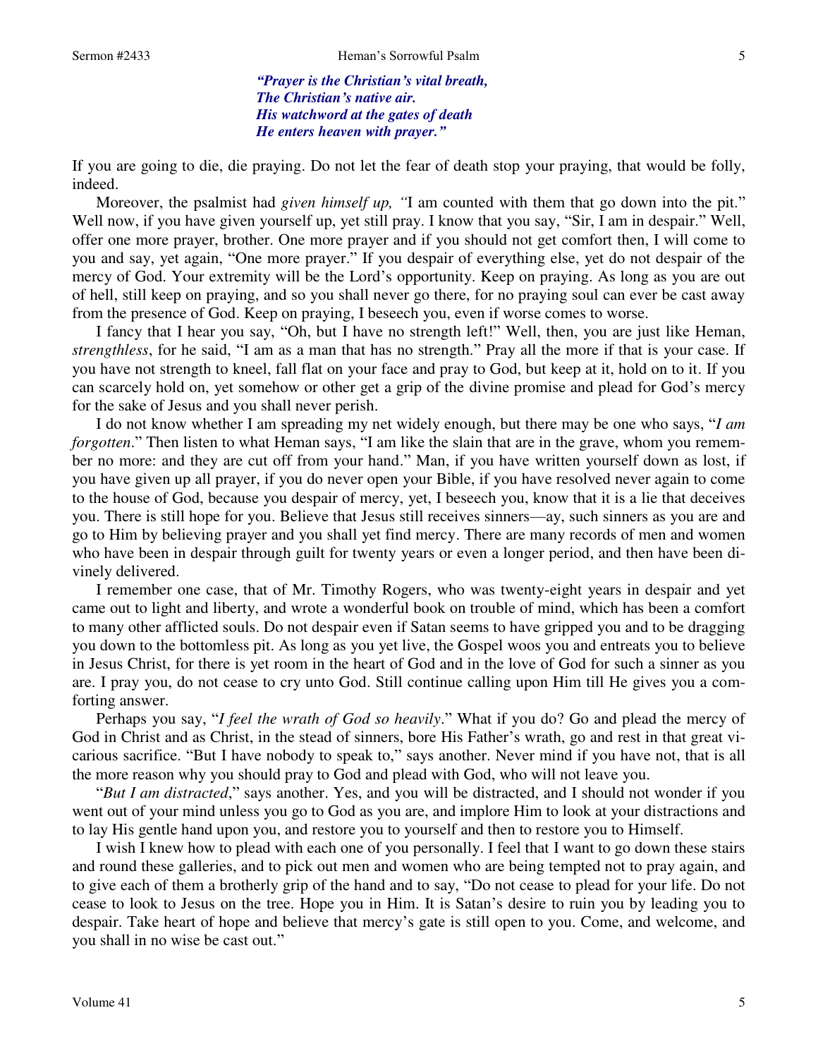> *"Prayer is the Christian's vital breath,*
> *The Christian's native air.*
> *His watchword at the gates of death*
> *He enters heaven with prayer."*

If you are going to die, die praying. Do not let the fear of death stop your praying, that would be folly, indeed.

Moreover, the psalmist had *given himself up, "*I am counted with them that go down into the pit." Well now, if you have given yourself up, yet still pray. I know that you say, "Sir, I am in despair." Well, offer one more prayer, brother. One more prayer and if you should not get comfort then, I will come to you and say, yet again, "One more prayer." If you despair of everything else, yet do not despair of the mercy of God. Your extremity will be the Lord's opportunity. Keep on praying. As long as you are out of hell, still keep on praying, and so you shall never go there, for no praying soul can ever be cast away from the presence of God. Keep on praying, I beseech you, even if worse comes to worse.

I fancy that I hear you say, "Oh, but I have no strength left!" Well, then, you are just like Heman, *strengthless*, for he said, "I am as a man that has no strength." Pray all the more if that is your case. If you have not strength to kneel, fall flat on your face and pray to God, but keep at it, hold on to it. If you can scarcely hold on, yet somehow or other get a grip of the divine promise and plead for God's mercy for the sake of Jesus and you shall never perish.

I do not know whether I am spreading my net widely enough, but there may be one who says, "*I am forgotten*." Then listen to what Heman says, "I am like the slain that are in the grave, whom you remember no more: and they are cut off from your hand." Man, if you have written yourself down as lost, if you have given up all prayer, if you do never open your Bible, if you have resolved never again to come to the house of God, because you despair of mercy, yet, I beseech you, know that it is a lie that deceives you. There is still hope for you. Believe that Jesus still receives sinners—ay, such sinners as you are and go to Him by believing prayer and you shall yet find mercy. There are many records of men and women who have been in despair through guilt for twenty years or even a longer period, and then have been divinely delivered.

I remember one case, that of Mr. Timothy Rogers, who was twenty-eight years in despair and yet came out to light and liberty, and wrote a wonderful book on trouble of mind, which has been a comfort to many other afflicted souls. Do not despair even if Satan seems to have gripped you and to be dragging you down to the bottomless pit. As long as you yet live, the Gospel woos you and entreats you to believe in Jesus Christ, for there is yet room in the heart of God and in the love of God for such a sinner as you are. I pray you, do not cease to cry unto God. Still continue calling upon Him till He gives you a comforting answer.

Perhaps you say, "*I feel the wrath of God so heavily*." What if you do? Go and plead the mercy of God in Christ and as Christ, in the stead of sinners, bore His Father's wrath, go and rest in that great vicarious sacrifice. "But I have nobody to speak to," says another. Never mind if you have not, that is all the more reason why you should pray to God and plead with God, who will not leave you.

"*But I am distracted*," says another. Yes, and you will be distracted, and I should not wonder if you went out of your mind unless you go to God as you are, and implore Him to look at your distractions and to lay His gentle hand upon you, and restore you to yourself and then to restore you to Himself.

I wish I knew how to plead with each one of you personally. I feel that I want to go down these stairs and round these galleries, and to pick out men and women who are being tempted not to pray again, and to give each of them a brotherly grip of the hand and to say, "Do not cease to plead for your life. Do not cease to look to Jesus on the tree. Hope you in Him. It is Satan's desire to ruin you by leading you to despair. Take heart of hope and believe that mercy's gate is still open to you. Come, and welcome, and you shall in no wise be cast out."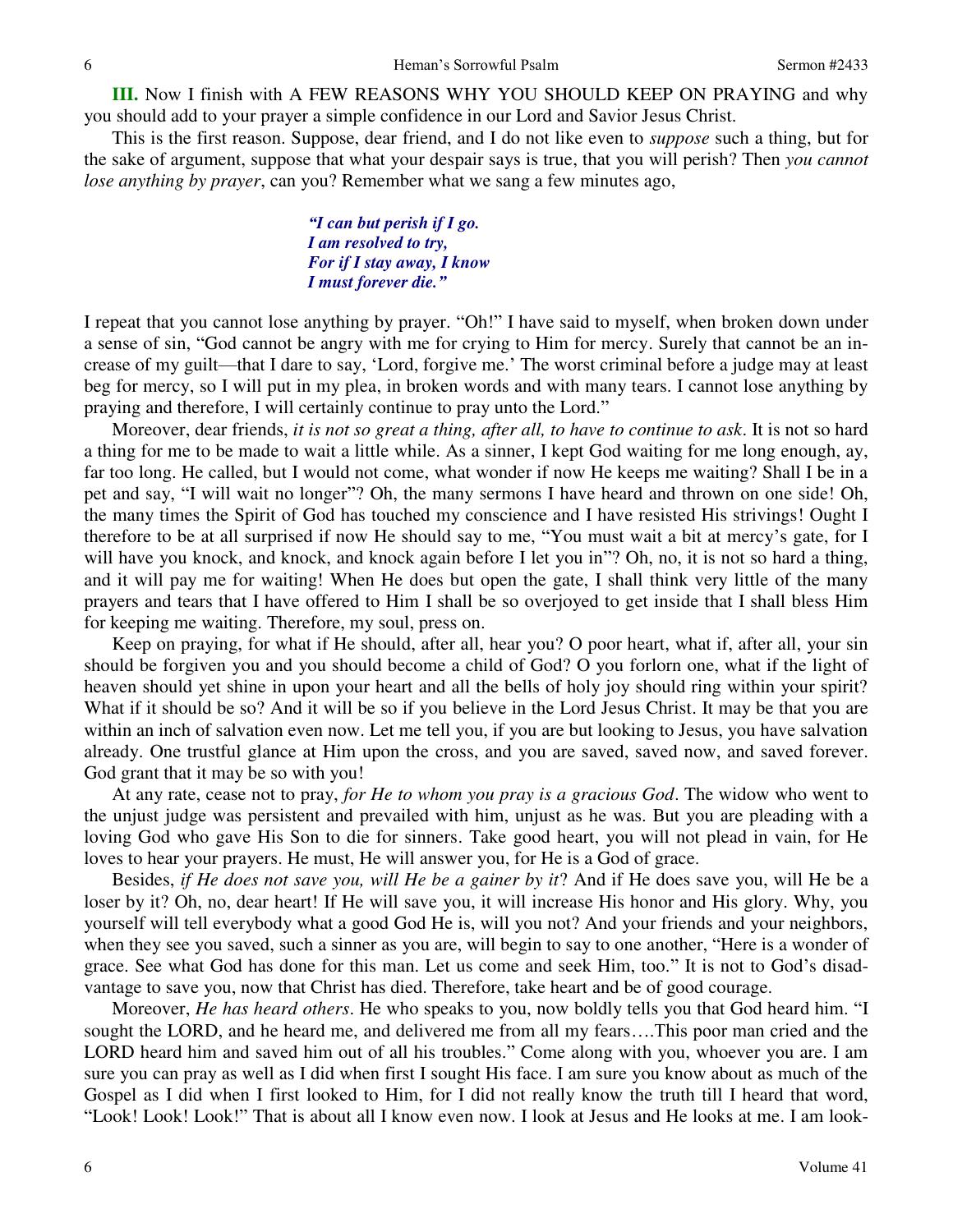**III.** Now I finish with A FEW REASONS WHY YOU SHOULD KEEP ON PRAYING and why you should add to your prayer a simple confidence in our Lord and Savior Jesus Christ.

This is the first reason. Suppose, dear friend, and I do not like even to *suppose* such a thing, but for the sake of argument, suppose that what your despair says is true, that you will perish? Then *you cannot lose anything by prayer*, can you? Remember what we sang a few minutes ago,

> ***"I can but perish if I go.***
> ***I am resolved to try,***
> ***For if I stay away, I know***
> ***I must forever die."***

I repeat that you cannot lose anything by prayer. "Oh!" I have said to myself, when broken down under a sense of sin, "God cannot be angry with me for crying to Him for mercy. Surely that cannot be an increase of my guilt—that I dare to say, 'Lord, forgive me.' The worst criminal before a judge may at least beg for mercy, so I will put in my plea, in broken words and with many tears. I cannot lose anything by praying and therefore, I will certainly continue to pray unto the Lord."

Moreover, dear friends, *it is not so great a thing, after all, to have to continue to ask*. It is not so hard a thing for me to be made to wait a little while. As a sinner, I kept God waiting for me long enough, ay, far too long. He called, but I would not come, what wonder if now He keeps me waiting? Shall I be in a pet and say, "I will wait no longer"? Oh, the many sermons I have heard and thrown on one side! Oh, the many times the Spirit of God has touched my conscience and I have resisted His strivings! Ought I therefore to be at all surprised if now He should say to me, "You must wait a bit at mercy's gate, for I will have you knock, and knock, and knock again before I let you in"? Oh, no, it is not so hard a thing, and it will pay me for waiting! When He does but open the gate, I shall think very little of the many prayers and tears that I have offered to Him I shall be so overjoyed to get inside that I shall bless Him for keeping me waiting. Therefore, my soul, press on.

Keep on praying, for what if He should, after all, hear you? O poor heart, what if, after all, your sin should be forgiven you and you should become a child of God? O you forlorn one, what if the light of heaven should yet shine in upon your heart and all the bells of holy joy should ring within your spirit? What if it should be so? And it will be so if you believe in the Lord Jesus Christ. It may be that you are within an inch of salvation even now. Let me tell you, if you are but looking to Jesus, you have salvation already. One trustful glance at Him upon the cross, and you are saved, saved now, and saved forever. God grant that it may be so with you!

At any rate, cease not to pray, *for He to whom you pray is a gracious God*. The widow who went to the unjust judge was persistent and prevailed with him, unjust as he was. But you are pleading with a loving God who gave His Son to die for sinners. Take good heart, you will not plead in vain, for He loves to hear your prayers. He must, He will answer you, for He is a God of grace.

Besides, *if He does not save you, will He be a gainer by it*? And if He does save you, will He be a loser by it? Oh, no, dear heart! If He will save you, it will increase His honor and His glory. Why, you yourself will tell everybody what a good God He is, will you not? And your friends and your neighbors, when they see you saved, such a sinner as you are, will begin to say to one another, "Here is a wonder of grace. See what God has done for this man. Let us come and seek Him, too." It is not to God's disadvantage to save you, now that Christ has died. Therefore, take heart and be of good courage.

Moreover, *He has heard others*. He who speaks to you, now boldly tells you that God heard him. "I sought the LORD, and he heard me, and delivered me from all my fears….This poor man cried and the LORD heard him and saved him out of all his troubles." Come along with you, whoever you are. I am sure you can pray as well as I did when first I sought His face. I am sure you know about as much of the Gospel as I did when I first looked to Him, for I did not really know the truth till I heard that word, "Look! Look! Look!" That is about all I know even now. I look at Jesus and He looks at me. I am look-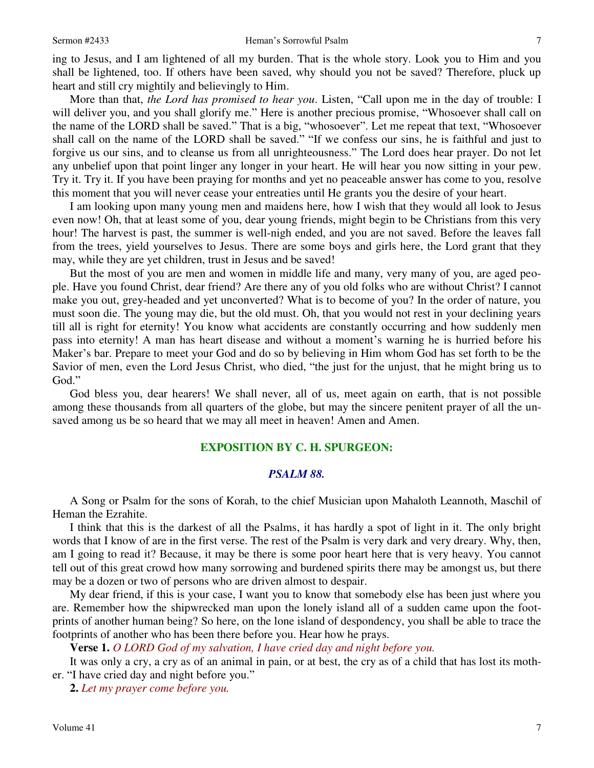ing to Jesus, and I am lightened of all my burden. That is the whole story. Look you to Him and you shall be lightened, too. If others have been saved, why should you not be saved? Therefore, pluck up heart and still cry mightily and believingly to Him.

More than that, *the Lord has promised to hear you*. Listen, "Call upon me in the day of trouble: I will deliver you, and you shall glorify me." Here is another precious promise, "Whosoever shall call on the name of the LORD shall be saved." That is a big, "whosoever". Let me repeat that text, "Whosoever shall call on the name of the LORD shall be saved." "If we confess our sins, he is faithful and just to forgive us our sins, and to cleanse us from all unrighteousness." The Lord does hear prayer. Do not let any unbelief upon that point linger any longer in your heart. He will hear you now sitting in your pew. Try it. Try it. If you have been praying for months and yet no peaceable answer has come to you, resolve this moment that you will never cease your entreaties until He grants you the desire of your heart.

I am looking upon many young men and maidens here, how I wish that they would all look to Jesus even now! Oh, that at least some of you, dear young friends, might begin to be Christians from this very hour! The harvest is past, the summer is well-nigh ended, and you are not saved. Before the leaves fall from the trees, yield yourselves to Jesus. There are some boys and girls here, the Lord grant that they may, while they are yet children, trust in Jesus and be saved!

But the most of you are men and women in middle life and many, very many of you, are aged people. Have you found Christ, dear friend? Are there any of you old folks who are without Christ? I cannot make you out, grey-headed and yet unconverted? What is to become of you? In the order of nature, you must soon die. The young may die, but the old must. Oh, that you would not rest in your declining years till all is right for eternity! You know what accidents are constantly occurring and how suddenly men pass into eternity! A man has heart disease and without a moment's warning he is hurried before his Maker's bar. Prepare to meet your God and do so by believing in Him whom God has set forth to be the Savior of men, even the Lord Jesus Christ, who died, "the just for the unjust, that he might bring us to God."

God bless you, dear hearers! We shall never, all of us, meet again on earth, that is not possible among these thousands from all quarters of the globe, but may the sincere penitent prayer of all the unsaved among us be so heard that we may all meet in heaven! Amen and Amen.

## EXPOSITION BY C. H. SPURGEON:

### *PSALM 88.*

A Song or Psalm for the sons of Korah, to the chief Musician upon Mahaloth Leannoth, Maschil of Heman the Ezrahite.

I think that this is the darkest of all the Psalms, it has hardly a spot of light in it. The only bright words that I know of are in the first verse. The rest of the Psalm is very dark and very dreary. Why, then, am I going to read it? Because, it may be there is some poor heart here that is very heavy. You cannot tell out of this great crowd how many sorrowing and burdened spirits there may be amongst us, but there may be a dozen or two of persons who are driven almost to despair.

My dear friend, if this is your case, I want you to know that somebody else has been just where you are. Remember how the shipwrecked man upon the lonely island all of a sudden came upon the footprints of another human being? So here, on the lone island of despondency, you shall be able to trace the footprints of another who has been there before you. Hear how he prays.

**Verse 1.** *O LORD God of my salvation, I have cried day and night before you.*

It was only a cry, a cry as of an animal in pain, or at best, the cry as of a child that has lost its mother. "I have cried day and night before you."

**2.** *Let my prayer come before you.*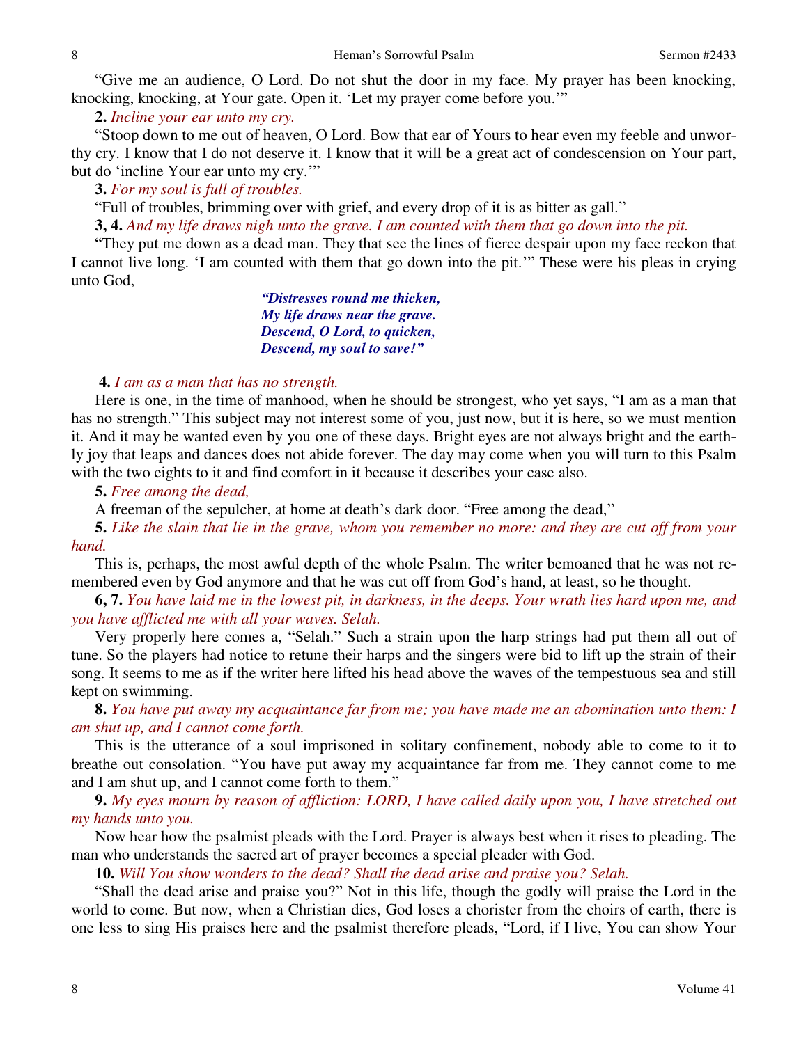"Give me an audience, O Lord. Do not shut the door in my face. My prayer has been knocking, knocking, knocking, at Your gate. Open it. 'Let my prayer come before you.'"

**2.** *Incline your ear unto my cry.*

"Stoop down to me out of heaven, O Lord. Bow that ear of Yours to hear even my feeble and unworthy cry. I know that I do not deserve it. I know that it will be a great act of condescension on Your part, but do 'incline Your ear unto my cry.'"

**3.** *For my soul is full of troubles.*

"Full of troubles, brimming over with grief, and every drop of it is as bitter as gall."

**3, 4.** *And my life draws nigh unto the grave. I am counted with them that go down into the pit.*

"They put me down as a dead man. They that see the lines of fierce despair upon my face reckon that I cannot live long. 'I am counted with them that go down into the pit.'" These were his pleas in crying unto God,

> ***"Distresses round me thicken,***
> ***My life draws near the grave.***
> ***Descend, O Lord, to quicken,***
> ***Descend, my soul to save!"***

**4.** *I am as a man that has no strength.*

Here is one, in the time of manhood, when he should be strongest, who yet says, "I am as a man that has no strength." This subject may not interest some of you, just now, but it is here, so we must mention it. And it may be wanted even by you one of these days. Bright eyes are not always bright and the earthly joy that leaps and dances does not abide forever. The day may come when you will turn to this Psalm with the two eights to it and find comfort in it because it describes your case also.

**5.** *Free among the dead,*

A freeman of the sepulcher, at home at death's dark door. "Free among the dead,"

**5.** *Like the slain that lie in the grave, whom you remember no more: and they are cut off from your hand.*

This is, perhaps, the most awful depth of the whole Psalm. The writer bemoaned that he was not remembered even by God anymore and that he was cut off from God's hand, at least, so he thought.

**6, 7.** *You have laid me in the lowest pit, in darkness, in the deeps. Your wrath lies hard upon me, and you have afflicted me with all your waves. Selah.*

Very properly here comes a, "Selah." Such a strain upon the harp strings had put them all out of tune. So the players had notice to retune their harps and the singers were bid to lift up the strain of their song. It seems to me as if the writer here lifted his head above the waves of the tempestuous sea and still kept on swimming.

**8.** *You have put away my acquaintance far from me; you have made me an abomination unto them: I am shut up, and I cannot come forth.*

This is the utterance of a soul imprisoned in solitary confinement, nobody able to come to it to breathe out consolation. "You have put away my acquaintance far from me. They cannot come to me and I am shut up, and I cannot come forth to them."

**9.** *My eyes mourn by reason of affliction: LORD, I have called daily upon you, I have stretched out my hands unto you.*

Now hear how the psalmist pleads with the Lord. Prayer is always best when it rises to pleading. The man who understands the sacred art of prayer becomes a special pleader with God.

**10.** *Will You show wonders to the dead? Shall the dead arise and praise you? Selah.*

"Shall the dead arise and praise you?" Not in this life, though the godly will praise the Lord in the world to come. But now, when a Christian dies, God loses a chorister from the choirs of earth, there is one less to sing His praises here and the psalmist therefore pleads, "Lord, if I live, You can show Your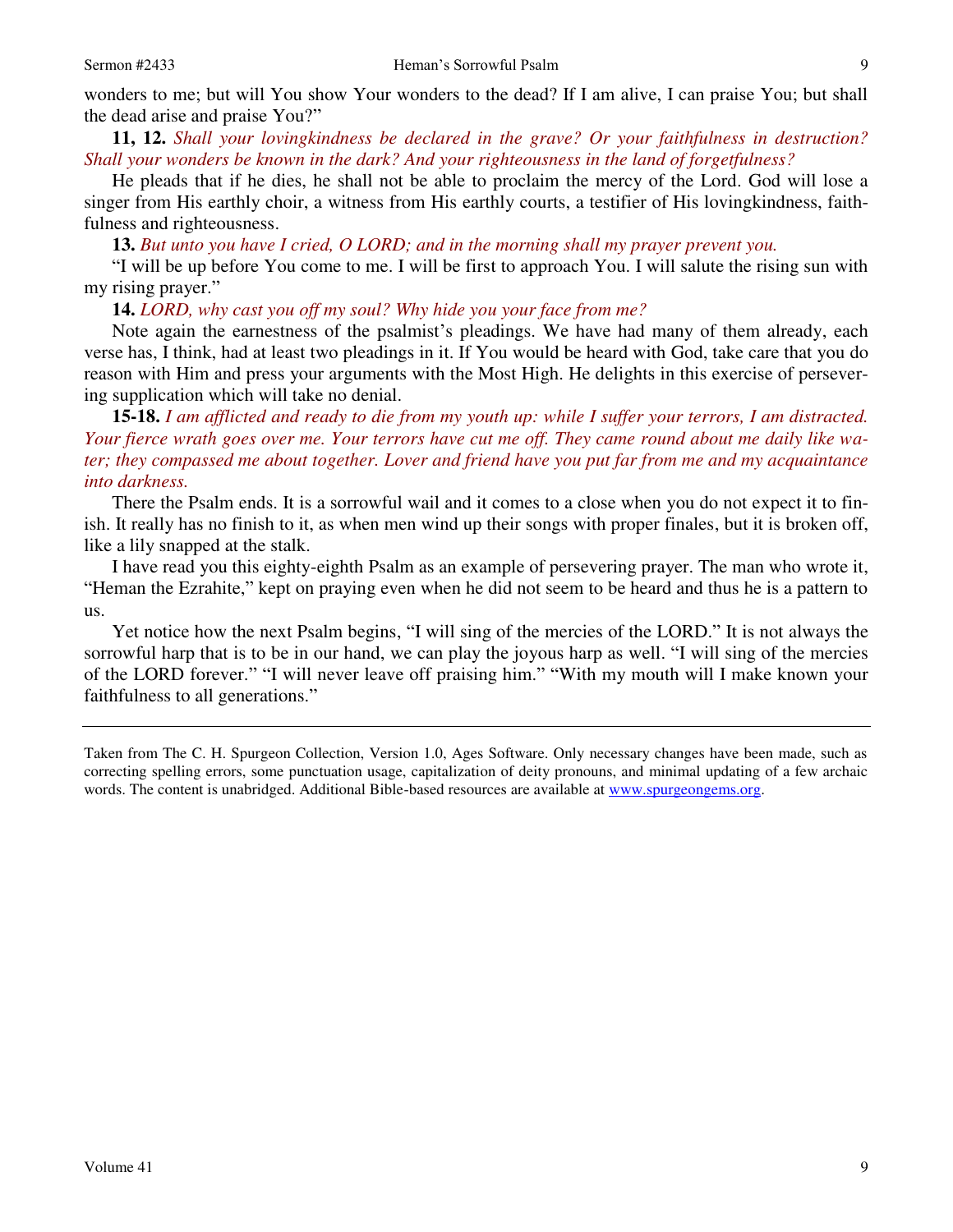wonders to me; but will You show Your wonders to the dead? If I am alive, I can praise You; but shall the dead arise and praise You?"

**11, 12.** *Shall your lovingkindness be declared in the grave? Or your faithfulness in destruction? Shall your wonders be known in the dark? And your righteousness in the land of forgetfulness?*

He pleads that if he dies, he shall not be able to proclaim the mercy of the Lord. God will lose a singer from His earthly choir, a witness from His earthly courts, a testifier of His lovingkindness, faithfulness and righteousness.

**13.** *But unto you have I cried, O LORD; and in the morning shall my prayer prevent you.*

"I will be up before You come to me. I will be first to approach You. I will salute the rising sun with my rising prayer."

**14.** *LORD, why cast you off my soul? Why hide you your face from me?*

Note again the earnestness of the psalmist's pleadings. We have had many of them already, each verse has, I think, had at least two pleadings in it. If You would be heard with God, take care that you do reason with Him and press your arguments with the Most High. He delights in this exercise of persevering supplication which will take no denial.

**15-18.** *I am afflicted and ready to die from my youth up: while I suffer your terrors, I am distracted. Your fierce wrath goes over me. Your terrors have cut me off. They came round about me daily like water; they compassed me about together. Lover and friend have you put far from me and my acquaintance into darkness.*

There the Psalm ends. It is a sorrowful wail and it comes to a close when you do not expect it to finish. It really has no finish to it, as when men wind up their songs with proper finales, but it is broken off, like a lily snapped at the stalk.

I have read you this eighty-eighth Psalm as an example of persevering prayer. The man who wrote it, "Heman the Ezrahite," kept on praying even when he did not seem to be heard and thus he is a pattern to us.

Yet notice how the next Psalm begins, "I will sing of the mercies of the LORD." It is not always the sorrowful harp that is to be in our hand, we can play the joyous harp as well. "I will sing of the mercies of the LORD forever." "I will never leave off praising him." "With my mouth will I make known your faithfulness to all generations."

---

Taken from The C. H. Spurgeon Collection, Version 1.0, Ages Software. Only necessary changes have been made, such as correcting spelling errors, some punctuation usage, capitalization of deity pronouns, and minimal updating of a few archaic words. The content is unabridged. Additional Bible-based resources are available at [www.spurgeongems.org](http://www.spurgeongems.org).